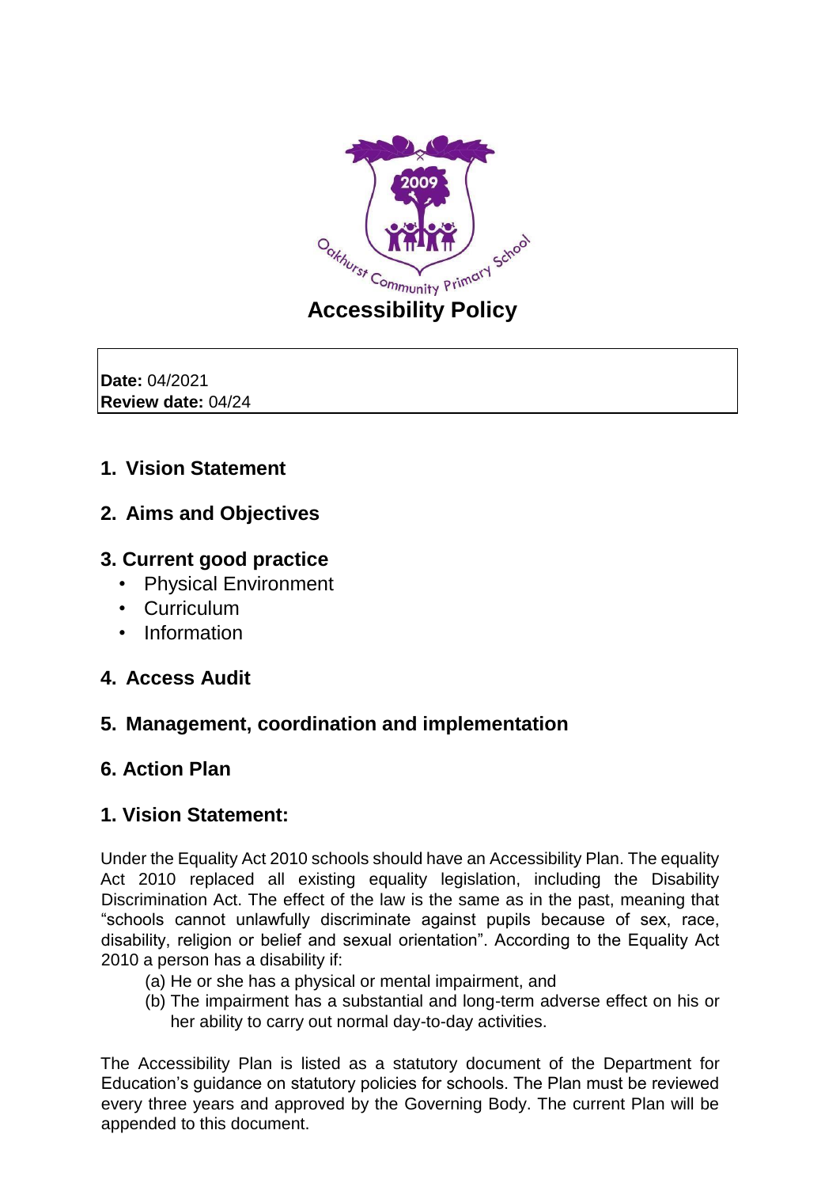# Accessibility Policy

**Date:** 04/2021
**Review date:** 04/24

1. **Vision Statement**
2. **Aims and Objectives**
3. **Current good practice**
   - Physical Environment
   - Curriculum
   - Information
4. **Access Audit**
5. **Management, coordination and implementation**
6. **Action Plan**

## 1. Vision Statement:

Under the Equality Act 2010 schools should have an Accessibility Plan. The equality Act 2010 replaced all existing equality legislation, including the Disability Discrimination Act. The effect of the law is the same as in the past, meaning that "schools cannot unlawfully discriminate against pupils because of sex, race, disability, religion or belief and sexual orientation". According to the Equality Act 2010 a person has a disability if:

(a) He or she has a physical or mental impairment, and
(b) The impairment has a substantial and long-term adverse effect on his or her ability to carry out normal day-to-day activities.

The Accessibility Plan is listed as a statutory document of the Department for Education's guidance on statutory policies for schools. The Plan must be reviewed every three years and approved by the Governing Body. The current Plan will be appended to this document.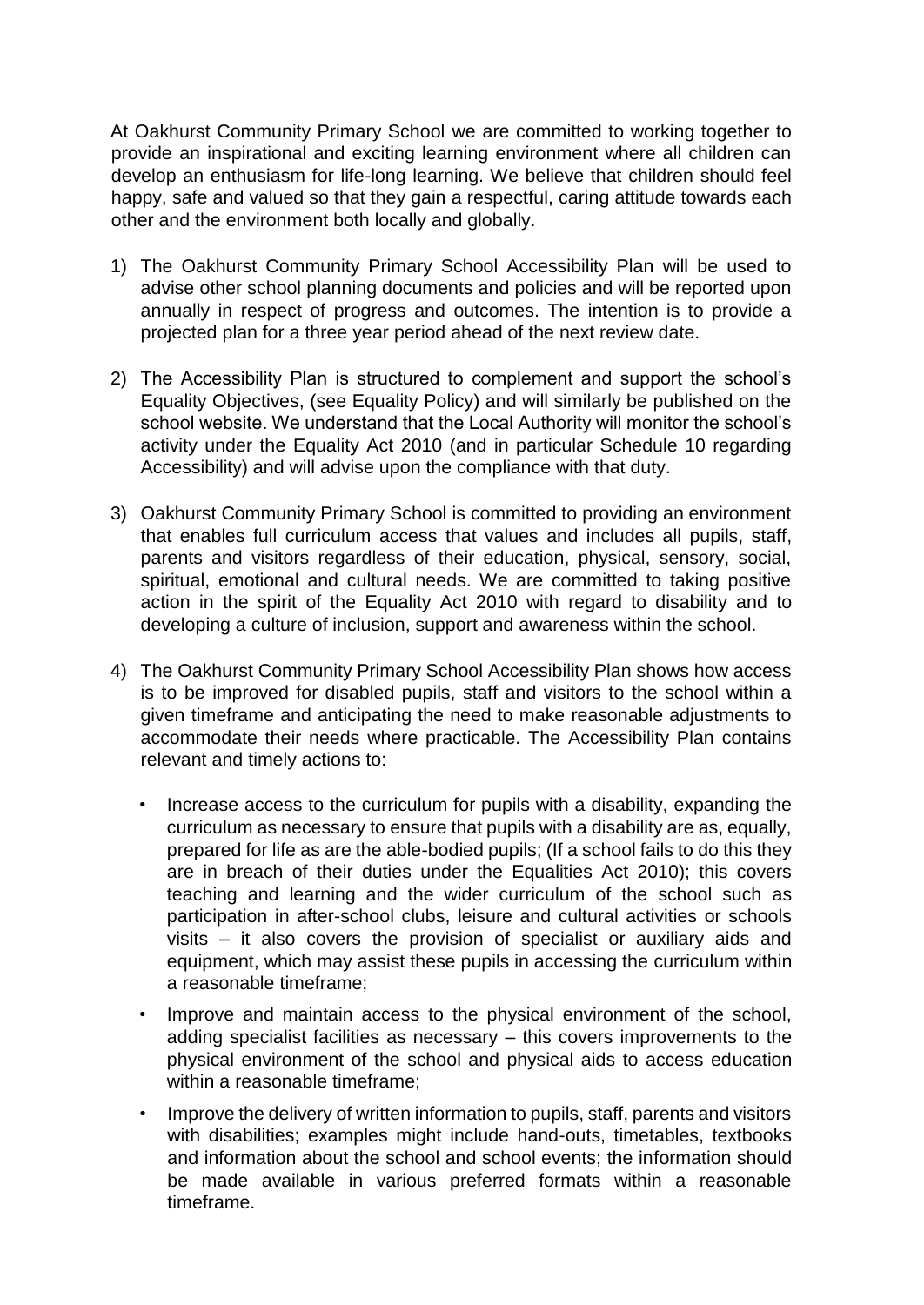At Oakhurst Community Primary School we are committed to working together to provide an inspirational and exciting learning environment where all children can develop an enthusiasm for life-long learning. We believe that children should feel happy, safe and valued so that they gain a respectful, caring attitude towards each other and the environment both locally and globally.

1) The Oakhurst Community Primary School Accessibility Plan will be used to advise other school planning documents and policies and will be reported upon annually in respect of progress and outcomes. The intention is to provide a projected plan for a three year period ahead of the next review date.

2) The Accessibility Plan is structured to complement and support the school's Equality Objectives, (see Equality Policy) and will similarly be published on the school website. We understand that the Local Authority will monitor the school's activity under the Equality Act 2010 (and in particular Schedule 10 regarding Accessibility) and will advise upon the compliance with that duty.

3) Oakhurst Community Primary School is committed to providing an environment that enables full curriculum access that values and includes all pupils, staff, parents and visitors regardless of their education, physical, sensory, social, spiritual, emotional and cultural needs. We are committed to taking positive action in the spirit of the Equality Act 2010 with regard to disability and to developing a culture of inclusion, support and awareness within the school.

4) The Oakhurst Community Primary School Accessibility Plan shows how access is to be improved for disabled pupils, staff and visitors to the school within a given timeframe and anticipating the need to make reasonable adjustments to accommodate their needs where practicable. The Accessibility Plan contains relevant and timely actions to:

   - Increase access to the curriculum for pupils with a disability, expanding the curriculum as necessary to ensure that pupils with a disability are as, equally, prepared for life as are the able-bodied pupils; (If a school fails to do this they are in breach of their duties under the Equalities Act 2010); this covers teaching and learning and the wider curriculum of the school such as participation in after-school clubs, leisure and cultural activities or schools visits – it also covers the provision of specialist or auxiliary aids and equipment, which may assist these pupils in accessing the curriculum within a reasonable timeframe;
   - Improve and maintain access to the physical environment of the school, adding specialist facilities as necessary – this covers improvements to the physical environment of the school and physical aids to access education within a reasonable timeframe;
   - Improve the delivery of written information to pupils, staff, parents and visitors with disabilities; examples might include hand-outs, timetables, textbooks and information about the school and school events; the information should be made available in various preferred formats within a reasonable timeframe.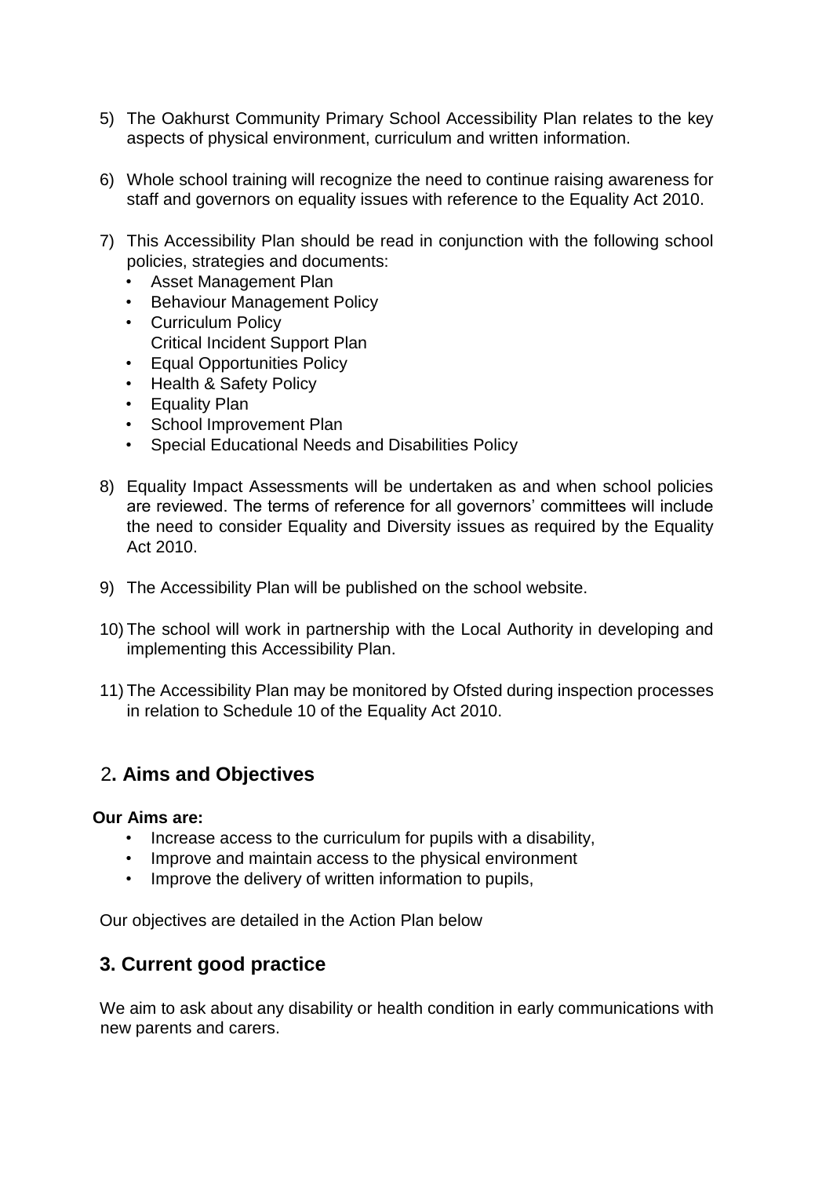5) The Oakhurst Community Primary School Accessibility Plan relates to the key aspects of physical environment, curriculum and written information.

6) Whole school training will recognize the need to continue raising awareness for staff and governors on equality issues with reference to the Equality Act 2010.

7) This Accessibility Plan should be read in conjunction with the following school policies, strategies and documents:
   - Asset Management Plan
   - Behaviour Management Policy
   - Curriculum Policy
     Critical Incident Support Plan
   - Equal Opportunities Policy
   - Health & Safety Policy
   - Equality Plan
   - School Improvement Plan
   - Special Educational Needs and Disabilities Policy

8) Equality Impact Assessments will be undertaken as and when school policies are reviewed. The terms of reference for all governors' committees will include the need to consider Equality and Diversity issues as required by the Equality Act 2010.

9) The Accessibility Plan will be published on the school website.

10) The school will work in partnership with the Local Authority in developing and implementing this Accessibility Plan.

11) The Accessibility Plan may be monitored by Ofsted during inspection processes in relation to Schedule 10 of the Equality Act 2010.

## 2. Aims and Objectives

**Our Aims are:**

- Increase access to the curriculum for pupils with a disability,
- Improve and maintain access to the physical environment
- Improve the delivery of written information to pupils,

Our objectives are detailed in the Action Plan below

## 3. Current good practice

We aim to ask about any disability or health condition in early communications with new parents and carers.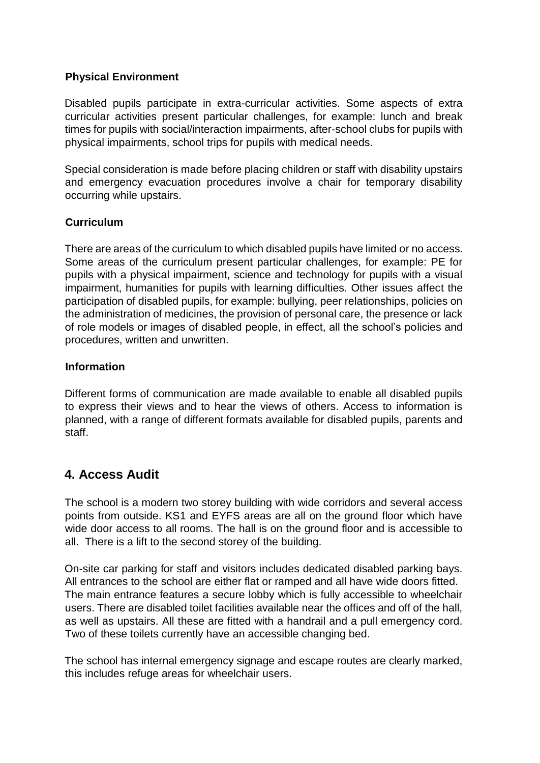**Physical Environment**

Disabled pupils participate in extra-curricular activities. Some aspects of extra curricular activities present particular challenges, for example: lunch and break times for pupils with social/interaction impairments, after-school clubs for pupils with physical impairments, school trips for pupils with medical needs.

Special consideration is made before placing children or staff with disability upstairs and emergency evacuation procedures involve a chair for temporary disability occurring while upstairs.

**Curriculum**

There are areas of the curriculum to which disabled pupils have limited or no access. Some areas of the curriculum present particular challenges, for example: PE for pupils with a physical impairment, science and technology for pupils with a visual impairment, humanities for pupils with learning difficulties. Other issues affect the participation of disabled pupils, for example: bullying, peer relationships, policies on the administration of medicines, the provision of personal care, the presence or lack of role models or images of disabled people, in effect, all the school's policies and procedures, written and unwritten.

**Information**

Different forms of communication are made available to enable all disabled pupils to express their views and to hear the views of others. Access to information is planned, with a range of different formats available for disabled pupils, parents and staff.

## 4. Access Audit

The school is a modern two storey building with wide corridors and several access points from outside. KS1 and EYFS areas are all on the ground floor which have wide door access to all rooms. The hall is on the ground floor and is accessible to all. There is a lift to the second storey of the building.

On-site car parking for staff and visitors includes dedicated disabled parking bays. All entrances to the school are either flat or ramped and all have wide doors fitted. The main entrance features a secure lobby which is fully accessible to wheelchair users. There are disabled toilet facilities available near the offices and off of the hall, as well as upstairs. All these are fitted with a handrail and a pull emergency cord. Two of these toilets currently have an accessible changing bed.

The school has internal emergency signage and escape routes are clearly marked, this includes refuge areas for wheelchair users.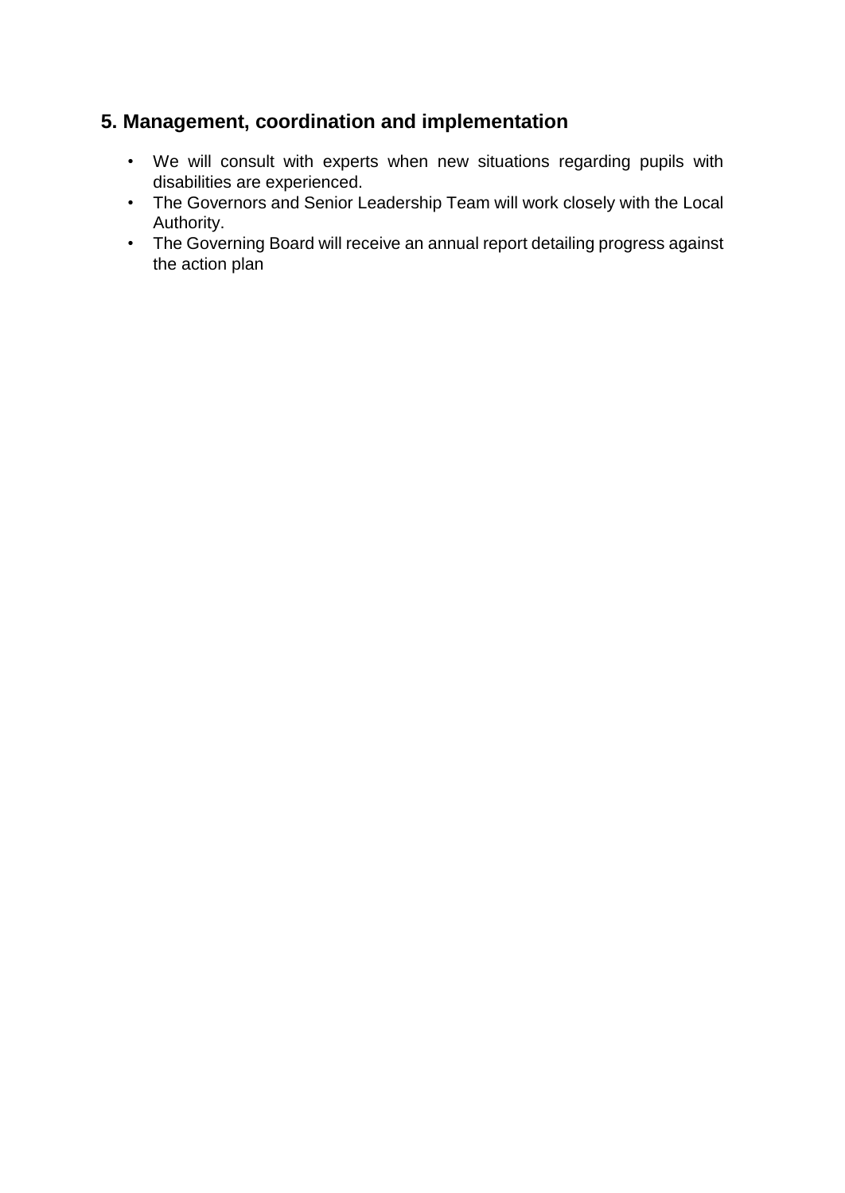## 5. Management, coordination and implementation

- We will consult with experts when new situations regarding pupils with disabilities are experienced.
- The Governors and Senior Leadership Team will work closely with the Local Authority.
- The Governing Board will receive an annual report detailing progress against the action plan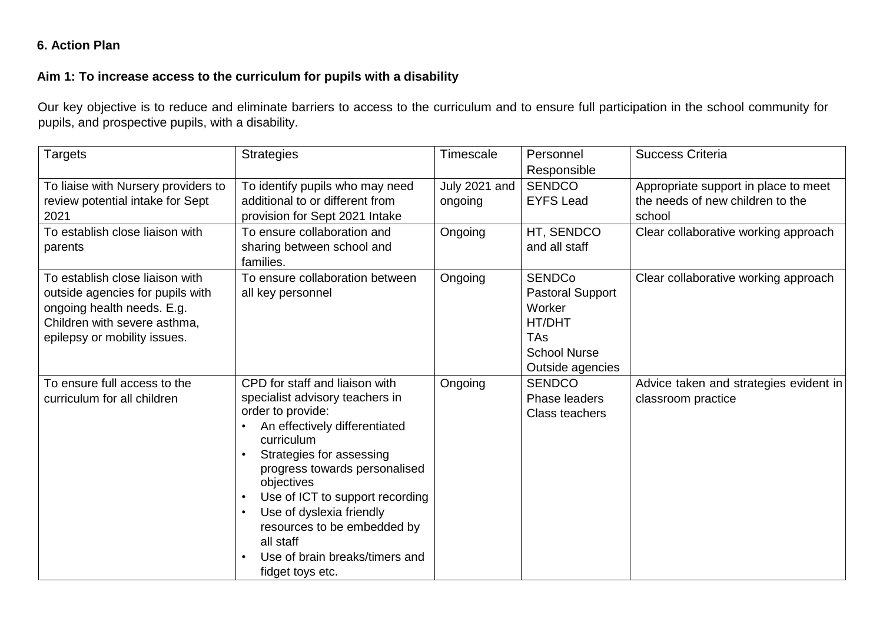## 6. Action Plan

### Aim 1: To increase access to the curriculum for pupils with a disability

Our key objective is to reduce and eliminate barriers to access to the curriculum and to ensure full participation in the school community for pupils, and prospective pupils, with a disability.

| Targets | Strategies | Timescale | Personnel Responsible | Success Criteria |
|---|---|---|---|---|
| To liaise with Nursery providers to review potential intake for Sept 2021 | To identify pupils who may need additional to or different from provision for Sept 2021 Intake | July 2021 and ongoing | SENDCO<br>EYFS Lead | Appropriate support in place to meet the needs of new children to the school |
| To establish close liaison with parents | To ensure collaboration and sharing between school and families. | Ongoing | HT, SENDCO and all staff | Clear collaborative working approach |
| To establish close liaison with outside agencies for pupils with ongoing health needs. E.g. Children with severe asthma, epilepsy or mobility issues. | To ensure collaboration between all key personnel | Ongoing | SENDCo<br>Pastoral Support Worker<br>HT/DHT<br>TAs<br>School Nurse<br>Outside agencies | Clear collaborative working approach |
| To ensure full access to the curriculum for all children | CPD for staff and liaison with specialist advisory teachers in order to provide:<br>• An effectively differentiated curriculum<br>• Strategies for assessing progress towards personalised objectives<br>• Use of ICT to support recording<br>• Use of dyslexia friendly resources to be embedded by all staff<br>• Use of brain breaks/timers and fidget toys etc. | Ongoing | SENDCO<br>Phase leaders<br>Class teachers | Advice taken and strategies evident in classroom practice |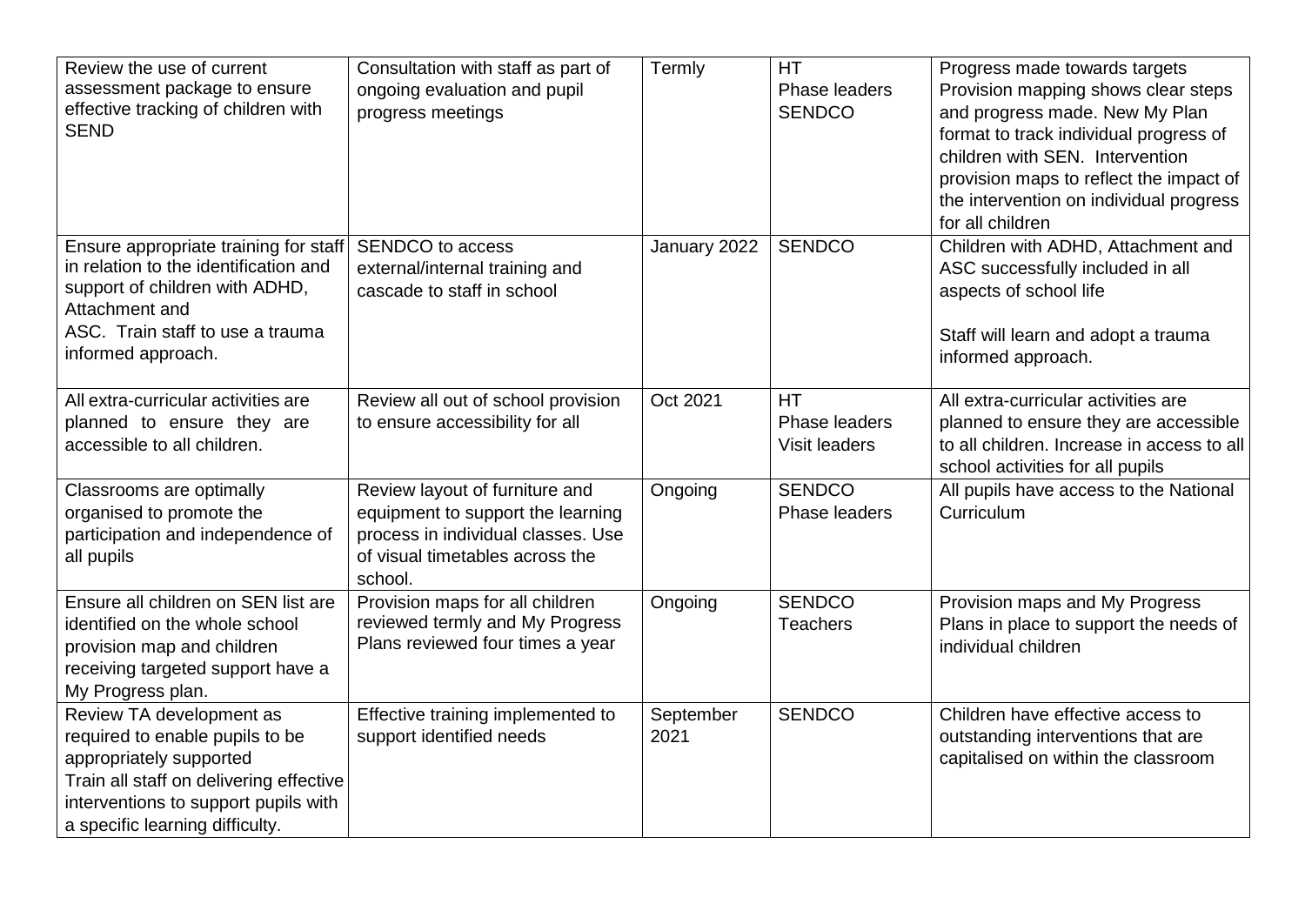| | | | | |
|---|---|---|---|---|
| Review the use of current assessment package to ensure effective tracking of children with SEND | Consultation with staff as part of ongoing evaluation and pupil progress meetings | Termly | HT<br>Phase leaders<br>SENDCO | Progress made towards targets<br>Provision mapping shows clear steps and progress made. New My Plan format to track individual progress of children with SEN. Intervention provision maps to reflect the impact of the intervention on individual progress for all children |
| Ensure appropriate training for staff in relation to the identification and support of children with ADHD, Attachment and ASC. Train staff to use a trauma informed approach. | SENDCO to access external/internal training and cascade to staff in school | January 2022 | SENDCO | Children with ADHD, Attachment and ASC successfully included in all aspects of school life<br><br>Staff will learn and adopt a trauma informed approach. |
| All extra-curricular activities are planned to ensure they are accessible to all children. | Review all out of school provision to ensure accessibility for all | Oct 2021 | HT<br>Phase leaders<br>Visit leaders | All extra-curricular activities are planned to ensure they are accessible to all children. Increase in access to all school activities for all pupils |
| Classrooms are optimally organised to promote the participation and independence of all pupils | Review layout of furniture and equipment to support the learning process in individual classes. Use of visual timetables across the school. | Ongoing | SENDCO<br>Phase leaders | All pupils have access to the National Curriculum |
| Ensure all children on SEN list are identified on the whole school provision map and children receiving targeted support have a My Progress plan. | Provision maps for all children reviewed termly and My Progress Plans reviewed four times a year | Ongoing | SENDCO<br>Teachers | Provision maps and My Progress Plans in place to support the needs of individual children |
| Review TA development as required to enable pupils to be appropriately supported<br>Train all staff on delivering effective interventions to support pupils with a specific learning difficulty. | Effective training implemented to support identified needs | September 2021 | SENDCO | Children have effective access to outstanding interventions that are capitalised on within the classroom |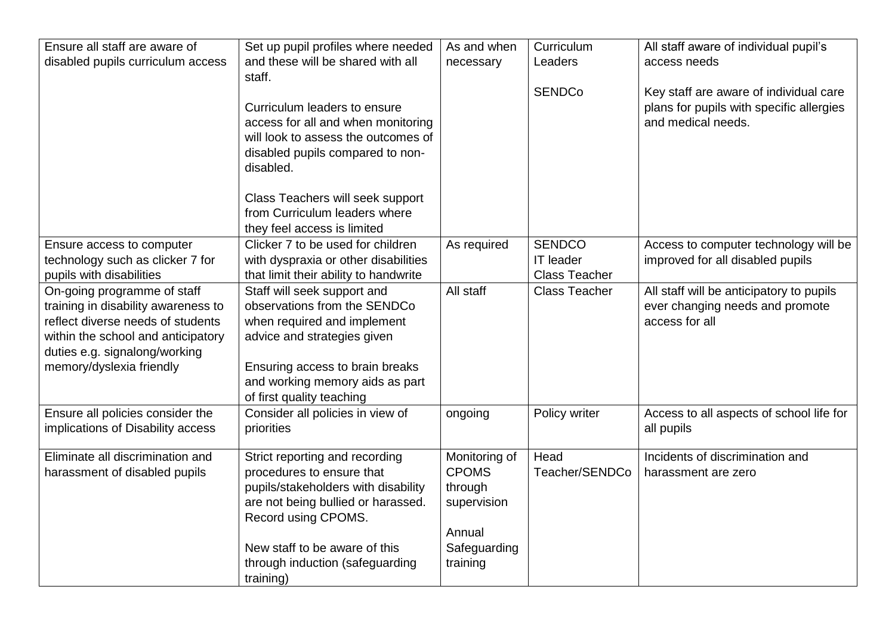| Ensure all staff are aware of disabled pupils curriculum access | Set up pupil profiles where needed and these will be shared with all staff.<br><br>Curriculum leaders to ensure access for all and when monitoring will look to assess the outcomes of disabled pupils compared to non-disabled.<br><br>Class Teachers will seek support from Curriculum leaders where they feel access is limited | As and when necessary | Curriculum Leaders<br><br>SENDCo | All staff aware of individual pupil's access needs<br><br>Key staff are aware of individual care plans for pupils with specific allergies and medical needs. |
|---|---|---|---|---|
| Ensure access to computer technology such as clicker 7 for pupils with disabilities | Clicker 7 to be used for children with dyspraxia or other disabilities that limit their ability to handwrite | As required | SENDCO<br>IT leader<br>Class Teacher | Access to computer technology will be improved for all disabled pupils |
| On-going programme of staff training in disability awareness to reflect diverse needs of students within the school and anticipatory duties e.g. signalong/working memory/dyslexia friendly | Staff will seek support and observations from the SENDCo when required and implement advice and strategies given<br><br>Ensuring access to brain breaks and working memory aids as part of first quality teaching | All staff | Class Teacher | All staff will be anticipatory to pupils ever changing needs and promote access for all |
| Ensure all policies consider the implications of Disability access | Consider all policies in view of priorities | ongoing | Policy writer | Access to all aspects of school life for all pupils |
| Eliminate all discrimination and harassment of disabled pupils | Strict reporting and recording procedures to ensure that pupils/stakeholders with disability are not being bullied or harassed. Record using CPOMS.<br><br>New staff to be aware of this through induction (safeguarding training) | Monitoring of CPOMS through supervision<br><br>Annual Safeguarding training | Head Teacher/SENDCo | Incidents of discrimination and harassment are zero |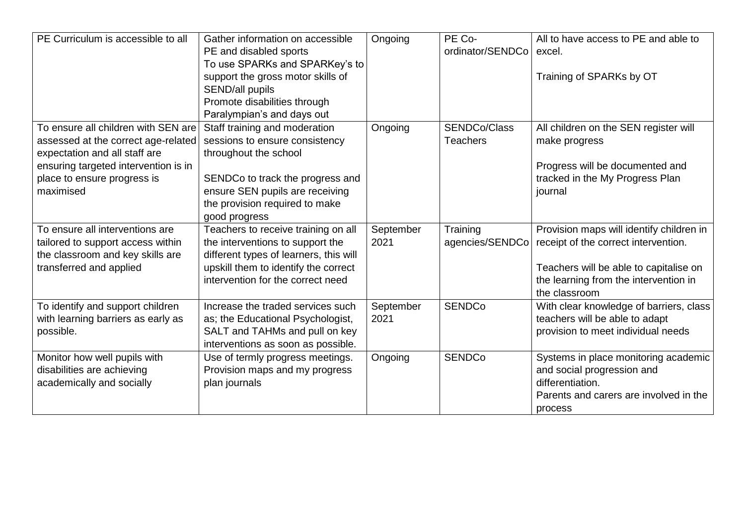| | | | | |
|---|---|---|---|---|
| PE Curriculum is accessible to all | Gather information on accessible PE and disabled sports<br>To use SPARKs and SPARKey's to support the gross motor skills of SEND/all pupils<br>Promote disabilities through Paralympian's and days out | Ongoing | PE Co-ordinator/SENDCo | All to have access to PE and able to excel.<br><br>Training of SPARKs by OT |
| To ensure all children with SEN are assessed at the correct age-related expectation and all staff are ensuring targeted intervention is in place to ensure progress is maximised | Staff training and moderation sessions to ensure consistency throughout the school<br><br>SENDCo to track the progress and ensure SEN pupils are receiving the provision required to make good progress | Ongoing | SENDCo/Class Teachers | All children on the SEN register will make progress<br><br>Progress will be documented and tracked in the My Progress Plan journal |
| To ensure all interventions are tailored to support access within the classroom and key skills are transferred and applied | Teachers to receive training on all the interventions to support the different types of learners, this will upskill them to identify the correct intervention for the correct need | September 2021 | Training agencies/SENDCo | Provision maps will identify children in receipt of the correct intervention.<br><br>Teachers will be able to capitalise on the learning from the intervention in the classroom |
| To identify and support children with learning barriers as early as possible. | Increase the traded services such as; the Educational Psychologist, SALT and TAHMs and pull on key interventions as soon as possible. | September 2021 | SENDCo | With clear knowledge of barriers, class teachers will be able to adapt provision to meet individual needs |
| Monitor how well pupils with disabilities are achieving academically and socially | Use of termly progress meetings. Provision maps and my progress plan journals | Ongoing | SENDCo | Systems in place monitoring academic and social progression and differentiation.<br>Parents and carers are involved in the process |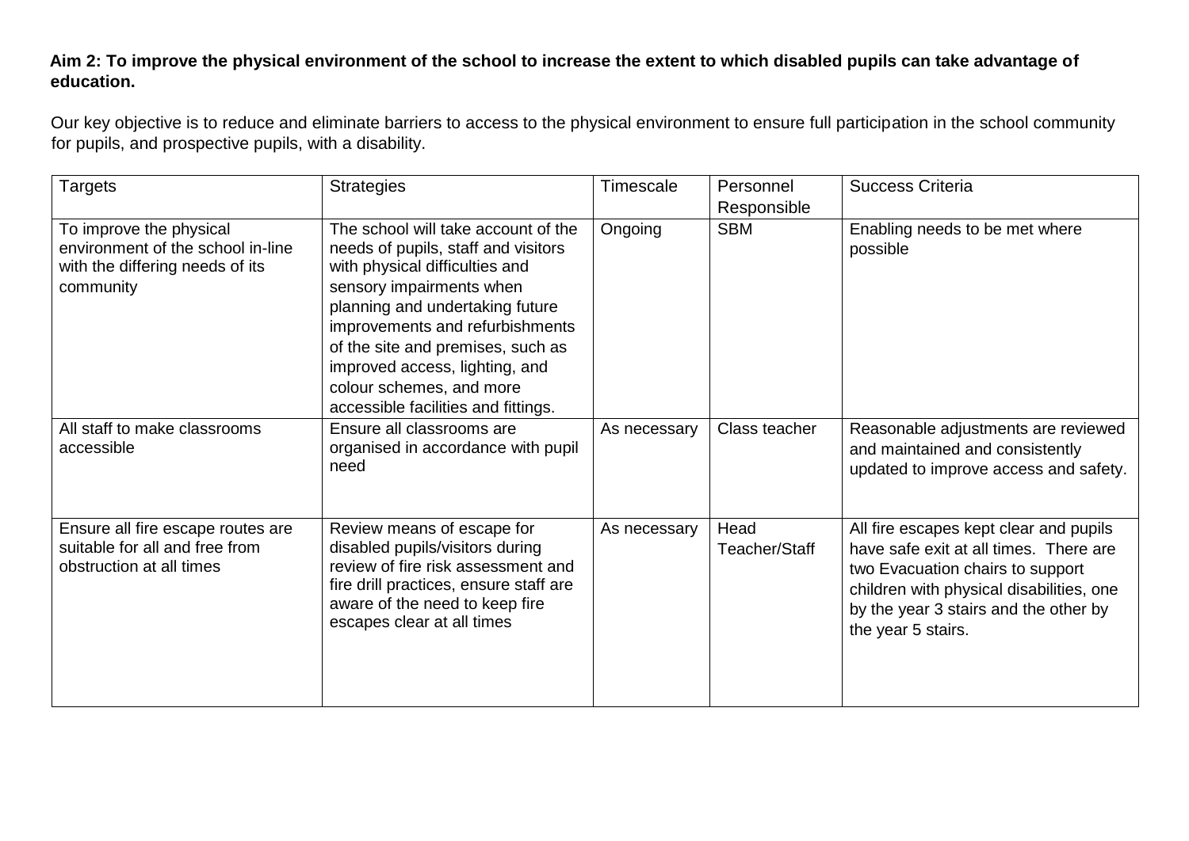**Aim 2: To improve the physical environment of the school to increase the extent to which disabled pupils can take advantage of education.**

Our key objective is to reduce and eliminate barriers to access to the physical environment to ensure full participation in the school community for pupils, and prospective pupils, with a disability.

| Targets | Strategies | Timescale | Personnel Responsible | Success Criteria |
|---|---|---|---|---|
| To improve the physical environment of the school in-line with the differing needs of its community | The school will take account of the needs of pupils, staff and visitors with physical difficulties and sensory impairments when planning and undertaking future improvements and refurbishments of the site and premises, such as improved access, lighting, and colour schemes, and more accessible facilities and fittings. | Ongoing | SBM | Enabling needs to be met where possible |
| All staff to make classrooms accessible | Ensure all classrooms are organised in accordance with pupil need | As necessary | Class teacher | Reasonable adjustments are reviewed and maintained and consistently updated to improve access and safety. |
| Ensure all fire escape routes are suitable for all and free from obstruction at all times | Review means of escape for disabled pupils/visitors during review of fire risk assessment and fire drill practices, ensure staff are aware of the need to keep fire escapes clear at all times | As necessary | Head Teacher/Staff | All fire escapes kept clear and pupils have safe exit at all times. There are two Evacuation chairs to support children with physical disabilities, one by the year 3 stairs and the other by the year 5 stairs. |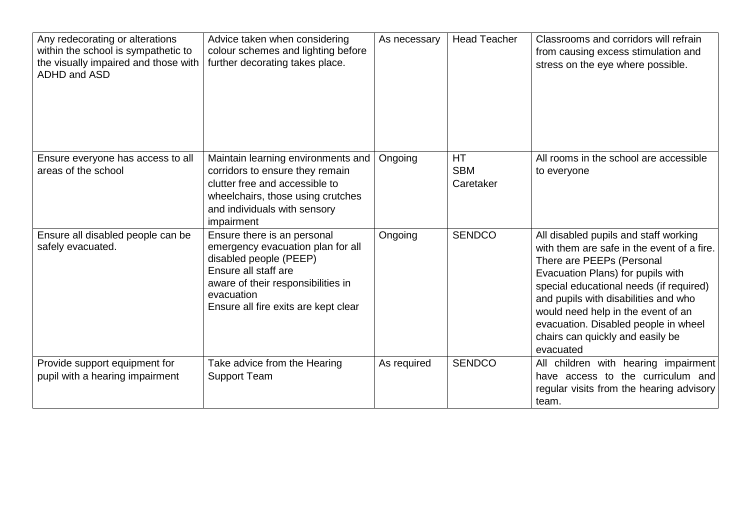| | | | | |
|---|---|---|---|---|
| Any redecorating or alterations within the school is sympathetic to the visually impaired and those with ADHD and ASD | Advice taken when considering colour schemes and lighting before further decorating takes place. | As necessary | Head Teacher | Classrooms and corridors will refrain from causing excess stimulation and stress on the eye where possible. |
| Ensure everyone has access to all areas of the school | Maintain learning environments and corridors to ensure they remain clutter free and accessible to wheelchairs, those using crutches and individuals with sensory impairment | Ongoing | HT<br>SBM<br>Caretaker | All rooms in the school are accessible to everyone |
| Ensure all disabled people can be safely evacuated. | Ensure there is an personal emergency evacuation plan for all disabled people (PEEP)<br>Ensure all staff are aware of their responsibilities in evacuation<br>Ensure all fire exits are kept clear | Ongoing | SENDCO | All disabled pupils and staff working with them are safe in the event of a fire. There are PEEPs (Personal Evacuation Plans) for pupils with special educational needs (if required) and pupils with disabilities and who would need help in the event of an evacuation. Disabled people in wheel chairs can quickly and easily be evacuated |
| Provide support equipment for pupil with a hearing impairment | Take advice from the Hearing Support Team | As required | SENDCO | All children with hearing impairment have access to the curriculum and regular visits from the hearing advisory team. |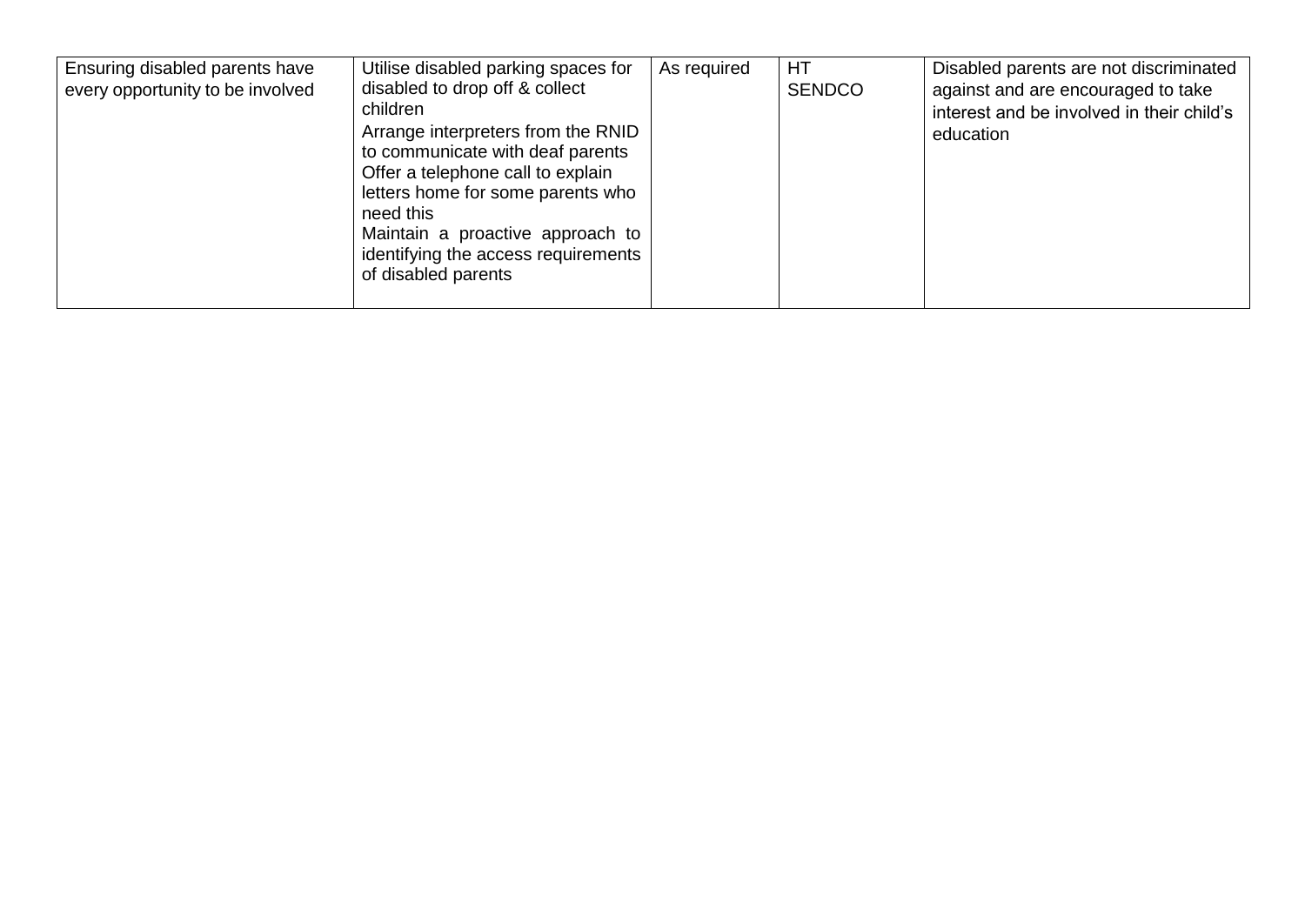| | | | | |
|---|---|---|---|---|
| Ensuring disabled parents have every opportunity to be involved | Utilise disabled parking spaces for disabled to drop off & collect children<br>Arrange interpreters from the RNID to communicate with deaf parents<br>Offer a telephone call to explain letters home for some parents who need this<br>Maintain a proactive approach to identifying the access requirements of disabled parents | As required | HT<br>SENDCO | Disabled parents are not discriminated against and are encouraged to take interest and be involved in their child's education |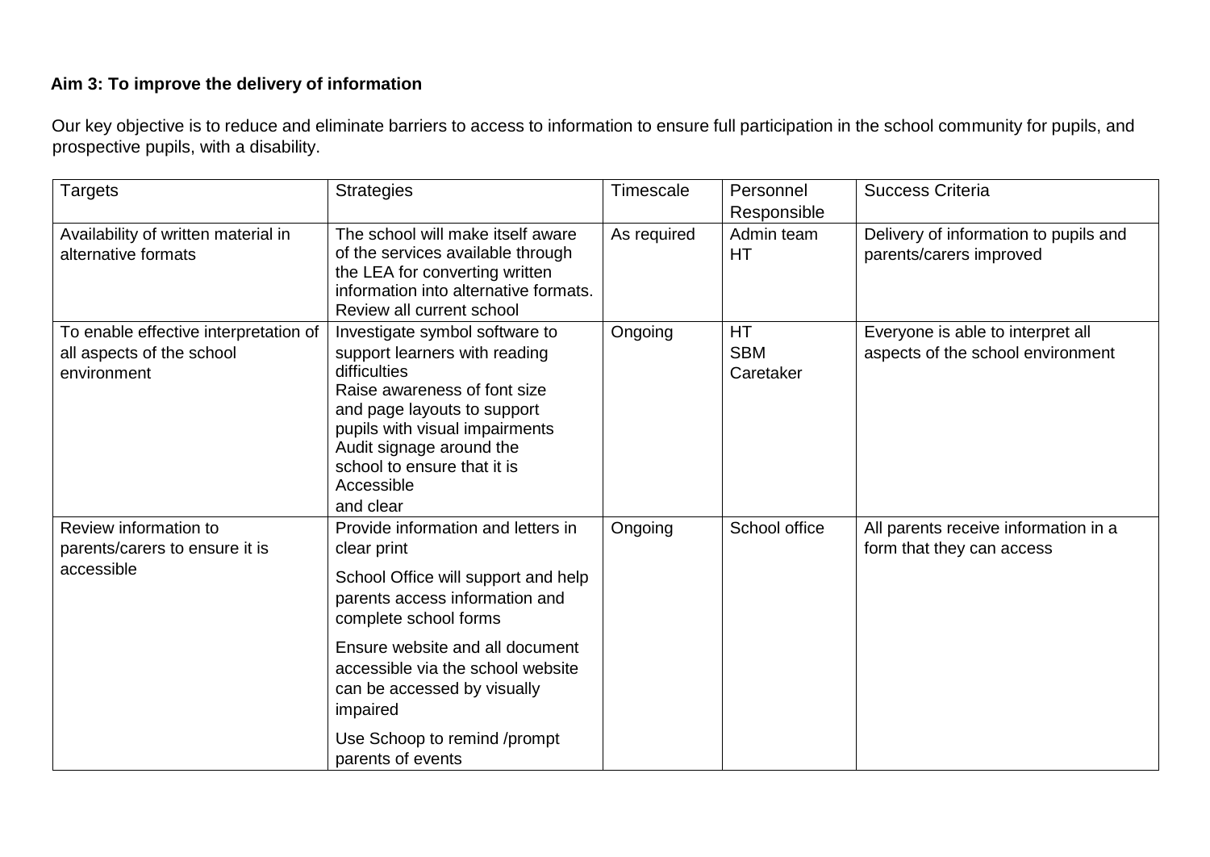**Aim 3: To improve the delivery of information**

Our key objective is to reduce and eliminate barriers to access to information to ensure full participation in the school community for pupils, and prospective pupils, with a disability.

| Targets | Strategies | Timescale | Personnel Responsible | Success Criteria |
|---|---|---|---|---|
| Availability of written material in alternative formats | The school will make itself aware of the services available through the LEA for converting written information into alternative formats. Review all current school | As required | Admin team<br>HT | Delivery of information to pupils and parents/carers improved |
| To enable effective interpretation of all aspects of the school environment | Investigate symbol software to support learners with reading difficulties<br>Raise awareness of font size and page layouts to support pupils with visual impairments<br>Audit signage around the school to ensure that it is Accessible and clear | Ongoing | HT<br>SBM<br>Caretaker | Everyone is able to interpret all aspects of the school environment |
| Review information to parents/carers to ensure it is accessible | Provide information and letters in clear print<br>School Office will support and help parents access information and complete school forms<br>Ensure website and all document accessible via the school website can be accessed by visually impaired<br>Use Schoop to remind /prompt parents of events | Ongoing | School office | All parents receive information in a form that they can access |